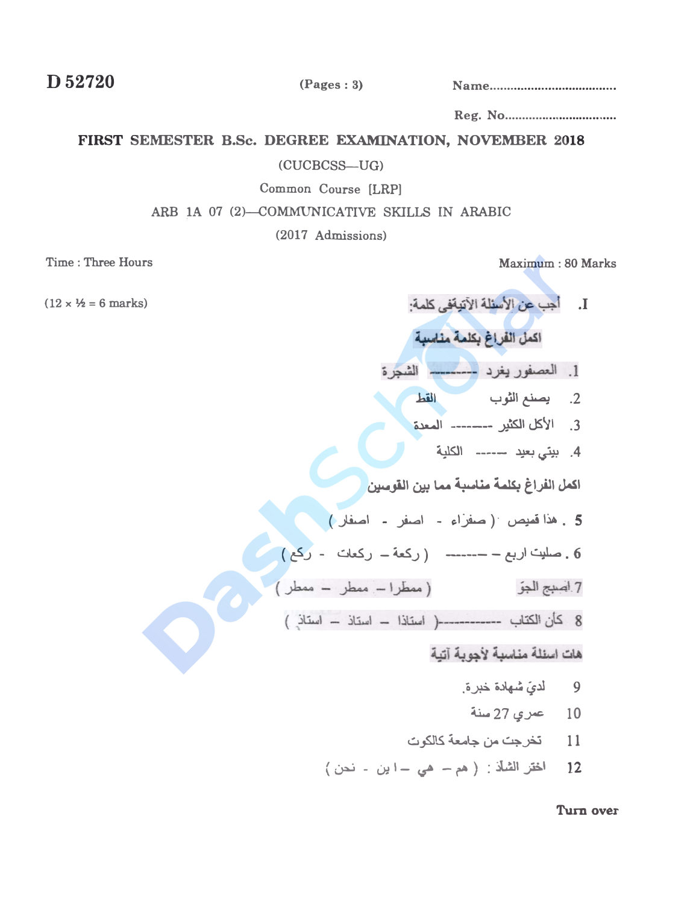**D 52720** (Pages : 3) Name..................................

Reg. No..............................

**FIRST SEMESTER B.Sc. DEGREE EXAMINATION, NOVEMBER 2018**

(CUCBCSS—UG)

Common Course [LRP]

ARB 1A 07 (2)—COMMUNICATIVE SKILLS IN ARABIC

(2017 Admissions)

Time : Three Hours Maximum : 80 Marks

**I.** أجب عن الأسئلة الآتيةفي كلمة:

(12 × ½ = 6 marks)

**اكمل الفراغ بكلمة مناسبة**

1. العصفور يغرد -------- الشجرة
2. يصنع الثوب القط
3. الأكل الكثير -------- المعدة
4. بيتي بعيد ------ الكلية

**اكمل الفراغ بكلمة مناسبة مما بين القوسين**

5. هذا قميص ( صفراء - اصفر - اصفار )
6. صليت اربع – ------- ( ركعة – ركعات - ركع )
7. اصبح الجو ( ممطرا – ممطر – ممطر )
8. كأن الكتاب ------------( استاذا – استاذ – استاذ )

**هات اسئلة مناسبة لأجوبة آتية**

9. لديّ شهادة خبرة.
10. عمري 27 سنة
11. تخرجت من جامعة كالكوت
12. اختر الشاذ : ( هم – هي – اين - نحن )

Turn over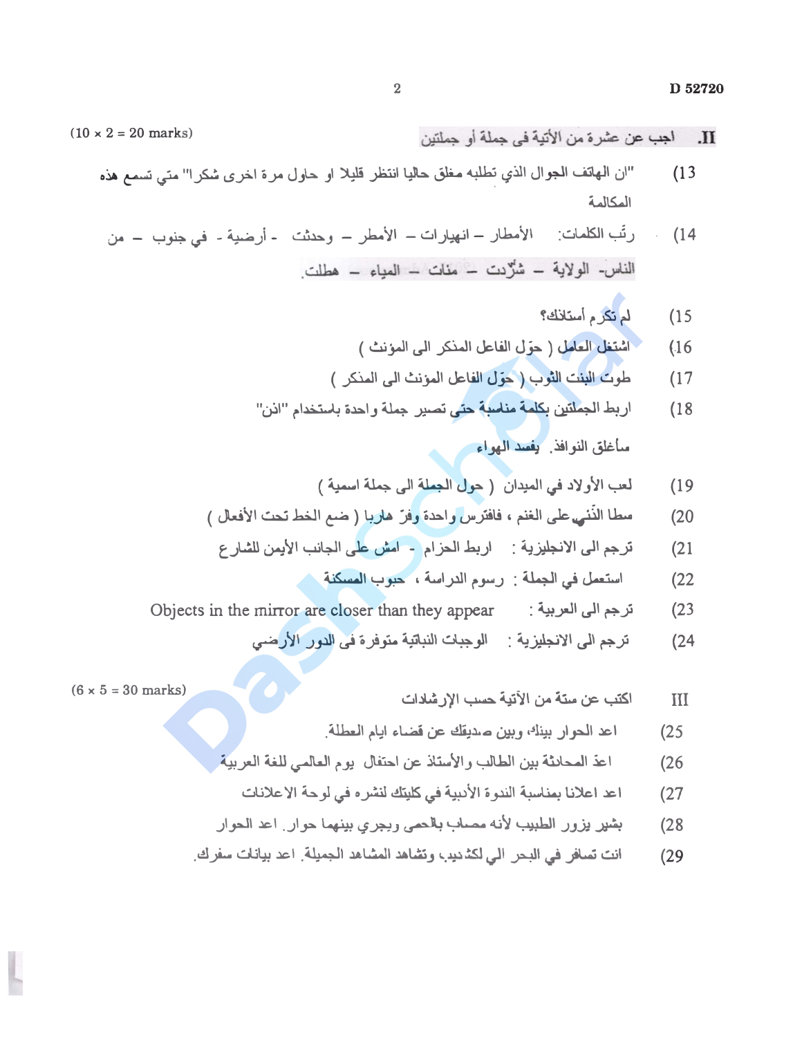## II. اجب عن عشرة من الآتية فى جملة أو جملتين

(10 × 2 = 20 marks)

13) "ان الهاتف الجوال الذي تطلبه مغلق حاليا انتظر قليلا او حاول مرة اخرى شكرا" متي تسمع هذه المكالمة

14) رتّب الكلمات: الأمطار – انهيارات – الأمطر – وحدثت - أرضية - في جنوب – من الناس- الولاية – شرِّدت – مئات – المياه – هطلت.

15) لم تكرم أستاذك؟

16) اشتغل العامل ( حوّل الفاعل المذكر الى المؤنث )

17) طوت البنت الثوب ( حوّل الفاعل المؤنث الى المذكر )

18) اربط الجملتين بكلمة مناسبة حتى تصير جملة واحدة باستخدام "اذن"

مأغلق النوافذ. يفسد الهواء

19) لعب الأولاد في الميدان ( حول الجملة الى جملة اسمية )

20) سطا الذئب على الغنم ، فافترس واحدة وفرّ هاربا ( ضع الخط تحت الأفعال )

21) ترجم الى الانجليزية : اربط الحزام - امش على الجانب الأيمن للشارع

22) استعمل في الجملة : رسوم الدراسة ، حبوب المسكنة

23) ترجم الى العربية : Objects in the mirror are closer than they appear

24) ترجم الى الانجليزية : الوجبات النباتية متوفرة فى الدور الأرضي

## III اكتب عن ستة من الآتية حسب الإرشادات

(6 × 5 = 30 marks)

25) اعد الحوار بينك وبين صديقك عن قضاء ايام العطلة.

26) اعدّ المحادثة بين الطالب والأستاذ عن احتفال يوم العالمي للغة العربية

27) اعد اعلانا بمناسبة الندوة الأدبية في كليتك لنشره في لوحة الاعلانات

28) بشير يزور الطبيب لأنه مصاب بالحمى ويجري بينهما حوار. اعد الحوار

29) انت تسافر في البحر الي لكشديب وتشاهد المشاهد الجميلة. اعد بيانات سفرك.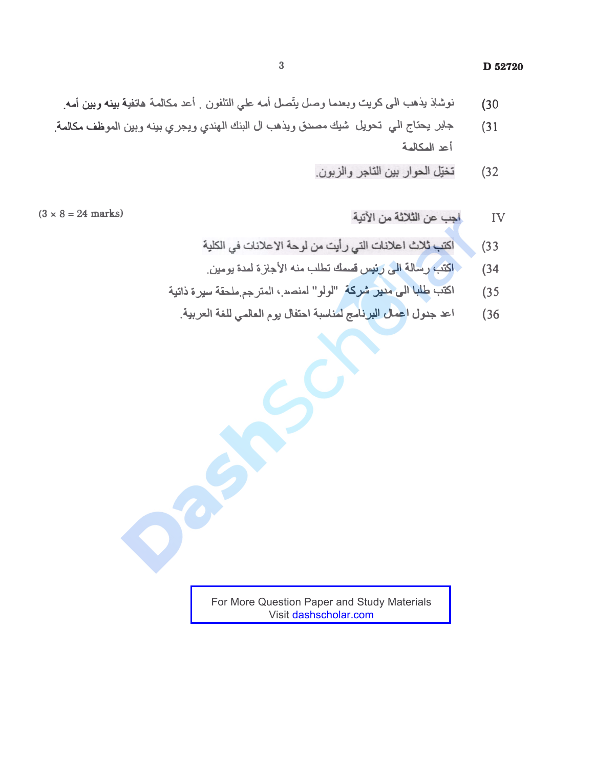30) نوشاذ يذهب الى كويت وبعدما وصل يتّصل أمه علي التلفون . أعد مكالمة هاتفية بينه وبين أمه.

31) جابر يحتاج الي تحويل شيك مصدق ويذهب ال البنك الهندي ويجري بينه وبين الموظف مكالمة. أعد المكالمة

32) تخيّل الحوار بين التاجر والزبون.

IV اجب عن الثلاثة من الآتية (3 × 8 = 24 marks)

33) اكتب ثلاث اعلانات التي رأيت من لوحة الاعلانات في الكلية

34) اكتب رسالة الى رئيس قسمك تطلب منه الأجازة لمدة يومين.

35) اكتب طلبا الى مدير شركة "لولو" لمنصب، المترجم.ملحقة سيرة ذاتية

36) اعد جدول اعمال البرنامج لمناسبة احتفال يوم العالمي للغة العربية.